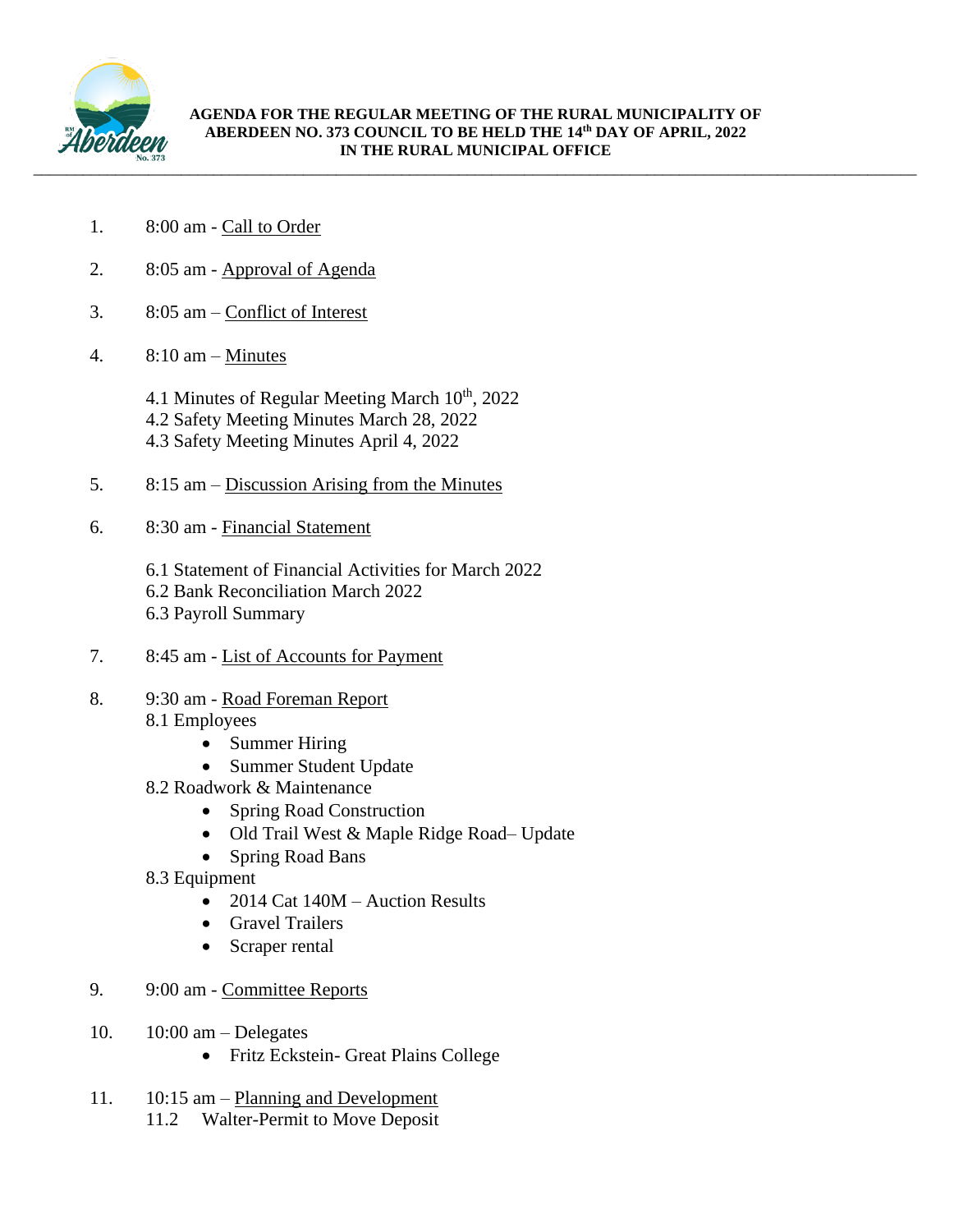**AGENDA FOR THE REGULAR MEETING OF THE RURAL MUNICIPALITY OF ABERDEEN NO. 373 COUNCIL TO BE HELD THE 14th DAY OF APRIL, 2022 IN THE RURAL MUNICIPAL OFFICE**

1. 8:00 am - Call to Order

2. 8:05 am - Approval of Agenda

3. 8:05 am – Conflict of Interest

4. 8:10 am – Minutes

   4.1 Minutes of Regular Meeting March 10th, 2022
   4.2 Safety Meeting Minutes March 28, 2022
   4.3 Safety Meeting Minutes April 4, 2022

5. 8:15 am – Discussion Arising from the Minutes

6. 8:30 am - Financial Statement

   6.1 Statement of Financial Activities for March 2022
   6.2 Bank Reconciliation March 2022
   6.3 Payroll Summary

7. 8:45 am - List of Accounts for Payment

8. 9:30 am - Road Foreman Report
   8.1 Employees
   - Summer Hiring
   - Summer Student Update

   8.2 Roadwork & Maintenance
   - Spring Road Construction
   - Old Trail West & Maple Ridge Road– Update
   - Spring Road Bans

   8.3 Equipment
   - 2014 Cat 140M – Auction Results
   - Gravel Trailers
   - Scraper rental

9. 9:00 am - Committee Reports

10. 10:00 am – Delegates
    - Fritz Eckstein- Great Plains College

11. 10:15 am – Planning and Development
    11.2 Walter-Permit to Move Deposit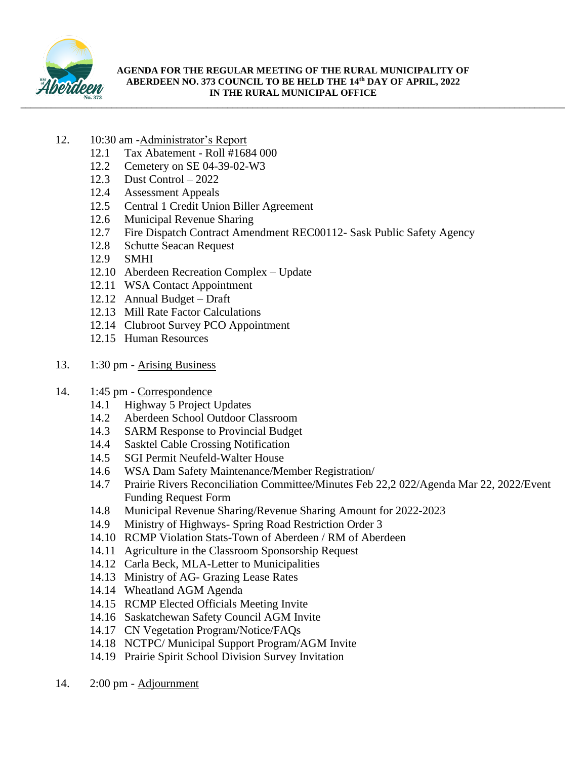**AGENDA FOR THE REGULAR MEETING OF THE RURAL MUNICIPALITY OF ABERDEEN NO. 373 COUNCIL TO BE HELD THE 14th DAY OF APRIL, 2022 IN THE RURAL MUNICIPAL OFFICE**

12. 10:30 am -Administrator's Report
    - 12.1 Tax Abatement - Roll #1684 000
    - 12.2 Cemetery on SE 04-39-02-W3
    - 12.3 Dust Control – 2022
    - 12.4 Assessment Appeals
    - 12.5 Central 1 Credit Union Biller Agreement
    - 12.6 Municipal Revenue Sharing
    - 12.7 Fire Dispatch Contract Amendment REC00112- Sask Public Safety Agency
    - 12.8 Schutte Seacan Request
    - 12.9 SMHI
    - 12.10 Aberdeen Recreation Complex – Update
    - 12.11 WSA Contact Appointment
    - 12.12 Annual Budget – Draft
    - 12.13 Mill Rate Factor Calculations
    - 12.14 Clubroot Survey PCO Appointment
    - 12.15 Human Resources

13. 1:30 pm - Arising Business

14. 1:45 pm - Correspondence
    - 14.1 Highway 5 Project Updates
    - 14.2 Aberdeen School Outdoor Classroom
    - 14.3 SARM Response to Provincial Budget
    - 14.4 Sasktel Cable Crossing Notification
    - 14.5 SGI Permit Neufeld-Walter House
    - 14.6 WSA Dam Safety Maintenance/Member Registration/
    - 14.7 Prairie Rivers Reconciliation Committee/Minutes Feb 22,2 022/Agenda Mar 22, 2022/Event Funding Request Form
    - 14.8 Municipal Revenue Sharing/Revenue Sharing Amount for 2022-2023
    - 14.9 Ministry of Highways- Spring Road Restriction Order 3
    - 14.10 RCMP Violation Stats-Town of Aberdeen / RM of Aberdeen
    - 14.11 Agriculture in the Classroom Sponsorship Request
    - 14.12 Carla Beck, MLA-Letter to Municipalities
    - 14.13 Ministry of AG- Grazing Lease Rates
    - 14.14 Wheatland AGM Agenda
    - 14.15 RCMP Elected Officials Meeting Invite
    - 14.16 Saskatchewan Safety Council AGM Invite
    - 14.17 CN Vegetation Program/Notice/FAQs
    - 14.18 NCTPC/ Municipal Support Program/AGM Invite
    - 14.19 Prairie Spirit School Division Survey Invitation

14\. 2:00 pm - Adjournment